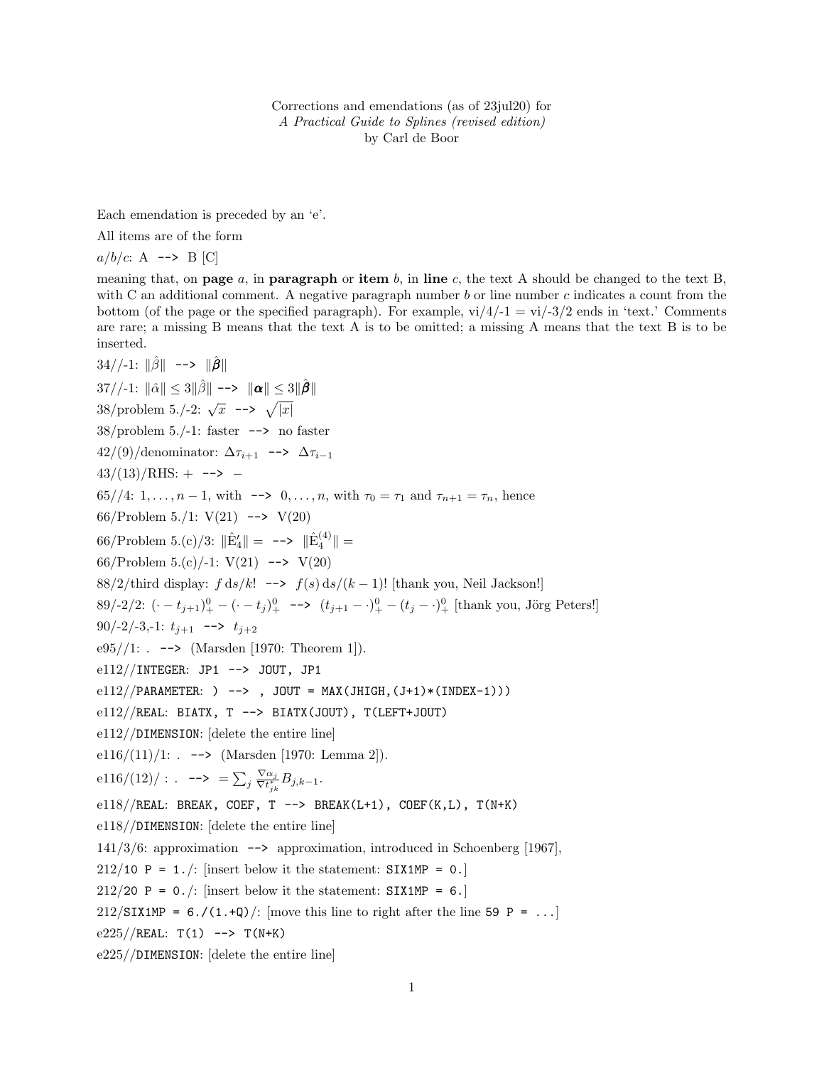Corrections and emendations (as of 23jul20) for
*A Practical Guide to Splines (revised edition)*
by Carl de Boor

Each emendation is preceded by an 'e'.

All items are of the form

*a/b/c*: A `-->` B [C]

meaning that, on **page** *a*, in **paragraph** or **item** *b*, in **line** *c*, the text A should be changed to the text B, with C an additional comment. A negative paragraph number *b* or line number *c* indicates a count from the bottom (of the page or the specified paragraph). For example, vi/4/-1 = vi/-3/2 ends in 'text.' Comments are rare; a missing B means that the text A is to be omitted; a missing A means that the text B is to be inserted.

34//-1: $\|\hat\beta\|$ `-->` $\|\hat{\boldsymbol\beta}\|$

37//-1: $\|\hat\alpha\| \le 3\|\hat\beta\|$ `-->` $\|\boldsymbol\alpha\| \le 3\|\hat{\boldsymbol\beta}\|$

38/problem 5./-2: $\sqrt{x}$ `-->` $\sqrt{|x|}$

38/problem 5./-1: faster `-->` no faster

42/(9)/denominator: $\Delta\tau_{i+1}$ `-->` $\Delta\tau_{i-1}$

43/(13)/RHS: $+$ `-->` $-$

65//4: $1,\ldots,n-1$, with `-->` $0,\ldots,n$, with $\tau_0 = \tau_1$ and $\tau_{n+1} = \tau_n$, hence

66/Problem 5./1: V(21) `-->` V(20)

66/Problem 5.(c)/3: $\|\hat{\mathrm{E}}_4'\| =$ `-->` $\|\hat{\mathrm{E}}_4^{(4)}\| =$

66/Problem 5.(c)/-1: V(21) `-->` V(20)

88/2/third display: $f\,\mathrm{d}s/k!$ `-->` $f(s)\,\mathrm{d}s/(k-1)!$ [thank you, Neil Jackson!]

89/-2/2: $(\cdot - t_{j+1})_+^0 - (\cdot - t_j)_+^0$ `-->` $(t_{j+1} - \cdot)_+^0 - (t_j - \cdot)_+^0$ [thank you, Jörg Peters!]

90/-2/-3,-1: $t_{j+1}$ `-->` $t_{j+2}$

e95//1: . `-->` (Marsden [1970: Theorem 1]).

e112//`INTEGER`: `JP1` `-->` `JOUT, JP1`

e112//`PARAMETER`: `)` `-->` `, JOUT = MAX(JHIGH,(J+1)*(INDEX-1)))`

e112//`REAL`: `BIATX, T` `-->` `BIATX(JOUT), T(LEFT+JOUT)`

e112//`DIMENSION`: [delete the entire line]

e116/(11)/1: . `-->` (Marsden [1970: Lemma 2]).

e116/(12)/ : . `-->` $= \sum_j \frac{\nabla\alpha_j}{\nabla t_{jk}^*} B_{j,k-1}$.

e118//`REAL`: `BREAK, COEF, T` `-->` `BREAK(L+1), COEF(K,L), T(N+K)`

e118//`DIMENSION`: [delete the entire line]

141/3/6: approximation `-->` approximation, introduced in Schoenberg [1967],

212/`10 P = 1.`/: [insert below it the statement: `SIX1MP = 0.`]

212/`20 P = 0.`/: [insert below it the statement: `SIX1MP = 6.`]

212/`SIX1MP = 6./(1.+Q)`/: [move this line to right after the line `59 P = ...`]

e225//`REAL`: `T(1)` `-->` `T(N+K)`

e225//`DIMENSION`: [delete the entire line]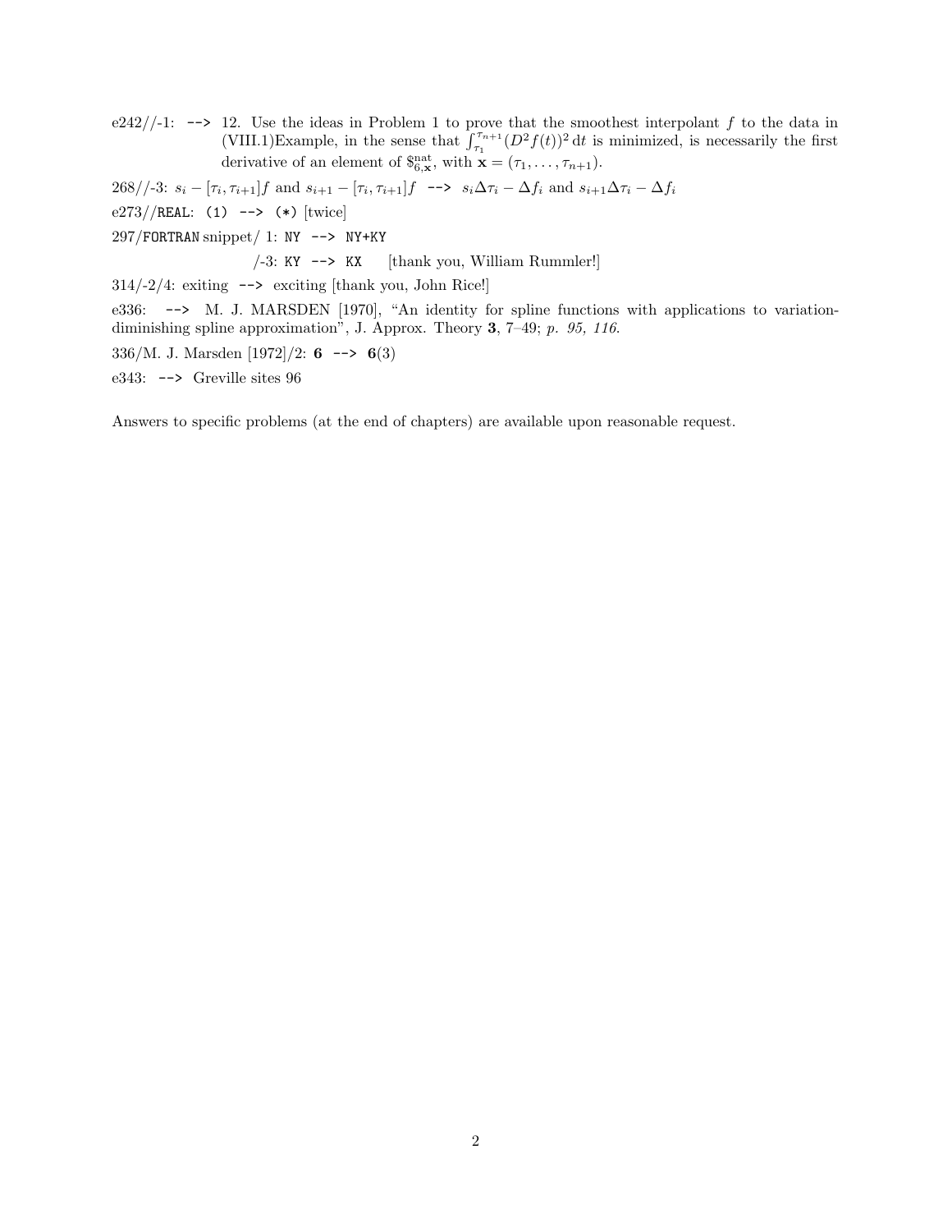e242//-1: `-->` 12. Use the ideas in Problem 1 to prove that the smoothest interpolant $f$ to the data in (VIII.1)Example, in the sense that $\int_{\tau_1}^{\tau_{n+1}} (D^2 f(t))^2 \,\mathrm{d}t$ is minimized, is necessarily the first derivative of an element of $\$^{\text{nat}}_{6,\mathbf{x}}$, with $\mathbf{x} = (\tau_1, \ldots, \tau_{n+1})$.

268//-3: $s_i - [\tau_i, \tau_{i+1}]f$ and $s_{i+1} - [\tau_i, \tau_{i+1}]f$ `-->` $s_i \Delta\tau_i - \Delta f_i$ and $s_{i+1}\Delta\tau_i - \Delta f_i$

e273//`REAL`: `(1)` `-->` `(*)` [twice]

297/`FORTRAN` snippet/ 1: `NY` `-->` `NY+KY`

/-3: `KY` `-->` `KX` [thank you, William Rummler!]

314/-2/4: exiting `-->` exciting [thank you, John Rice!]

e336: `-->` M. J. MARSDEN [1970], "An identity for spline functions with applications to variation-diminishing spline approximation", J. Approx. Theory **3**, 7–49; *p. 95, 116.*

336/M. J. Marsden [1972]/2: **6** `-->` **6**(3)

e343: `-->` Greville sites 96

Answers to specific problems (at the end of chapters) are available upon reasonable request.